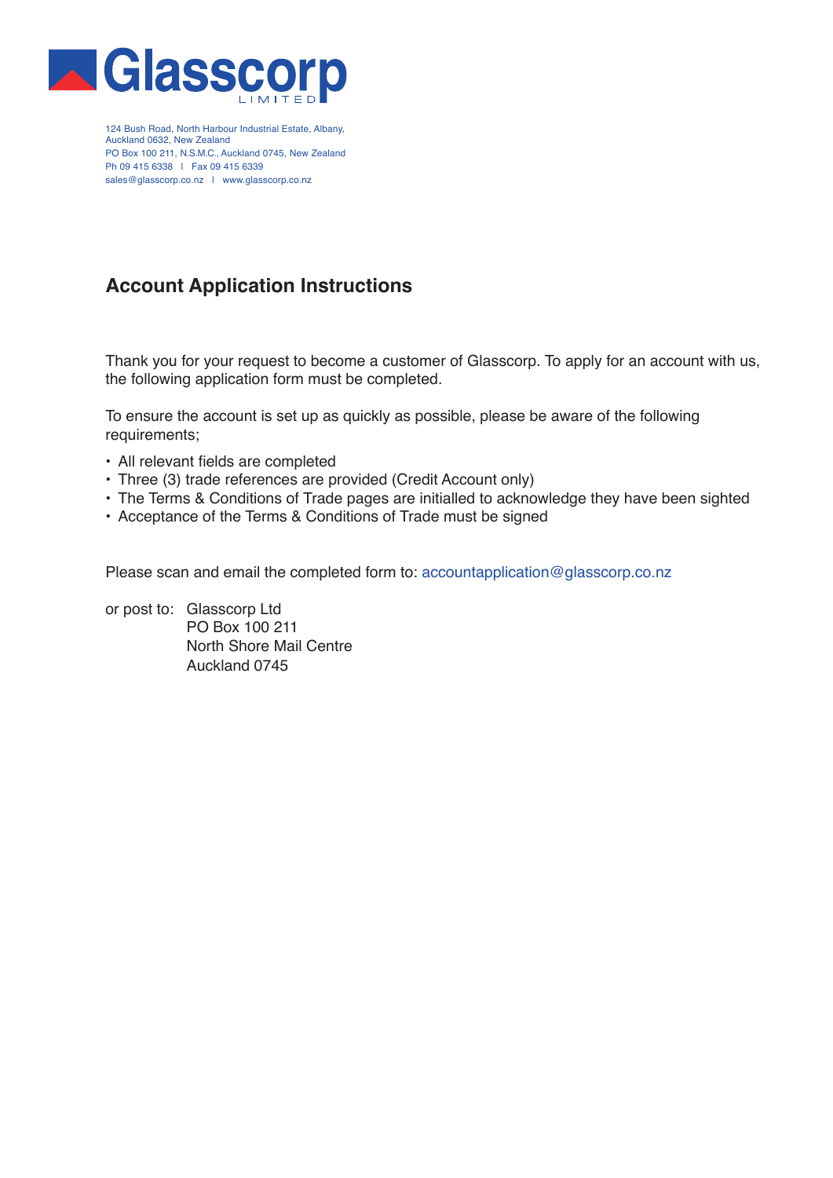Glassscorp LIMITED

124 Bush Road, North Harbour Industrial Estate, Albany,
Auckland 0632, New Zealand
PO Box 100 211, N.S.M.C., Auckland 0745, New Zealand
Ph 09 415 6338 I Fax 09 415 6339
sales@glasscorp.co.nz I www.glasscorp.co.nz

## Account Application Instructions

Thank you for your request to become a customer of Glasscorp. To apply for an account with us, the following application form must be completed.

To ensure the account is set up as quickly as possible, please be aware of the following requirements;

- All relevant fields are completed
- Three (3) trade references are provided (Credit Account only)
- The Terms & Conditions of Trade pages are initialled to acknowledge they have been sighted
- Acceptance of the Terms & Conditions of Trade must be signed

Please scan and email the completed form to: accountapplication@glasscorp.co.nz

or post to: Glasscorp Ltd
PO Box 100 211
North Shore Mail Centre
Auckland 0745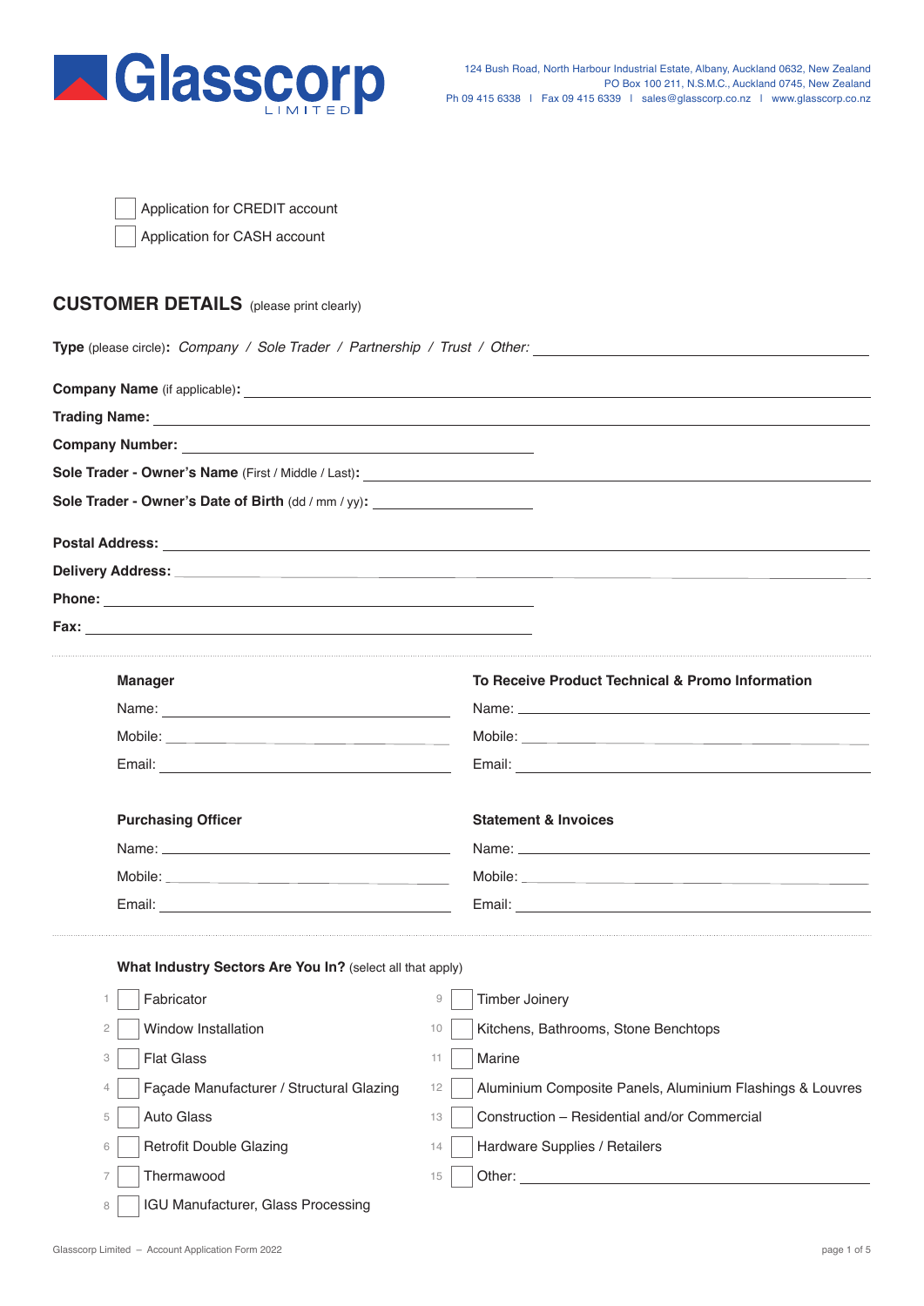**Glasscorp** LIMITED

124 Bush Road, North Harbour Industrial Estate, Albany, Auckland 0632, New Zealand
PO Box 100 211, N.S.M.C., Auckland 0745, New Zealand
Ph 09 415 6338 | Fax 09 415 6339 | sales@glasscorp.co.nz | www.glasscorp.co.nz

- [ ] Application for CREDIT account
- [ ] Application for CASH account

## CUSTOMER DETAILS (please print clearly)

**Type** (please circle)**:** *Company / Sole Trader / Partnership / Trust / Other:* ____________________

**Company Name** (if applicable)**:** ____________________

**Trading Name:** ____________________

**Company Number:** ____________________

**Sole Trader - Owner's Name** (First / Middle / Last)**:** ____________________

**Sole Trader - Owner's Date of Birth** (dd / mm / yy)**:** ____________________

**Postal Address:** ____________________

**Delivery Address:** ____________________

**Phone:** ____________________

**Fax:** ____________________

**Manager**

Name: ____________________

Mobile: ____________________

Email: ____________________

**To Receive Product Technical & Promo Information**

Name: ____________________

Mobile: ____________________

Email: ____________________

**Purchasing Officer**

Name: ____________________

Mobile: ____________________

Email: ____________________

**Statement & Invoices**

Name: ____________________

Mobile: ____________________

Email: ____________________

**What Industry Sectors Are You In?** (select all that apply)

1. [ ] Fabricator
2. [ ] Window Installation
3. [ ] Flat Glass
4. [ ] Façade Manufacturer / Structural Glazing
5. [ ] Auto Glass
6. [ ] Retrofit Double Glazing
7. [ ] Thermawood
8. [ ] IGU Manufacturer, Glass Processing
9. [ ] Timber Joinery
10. [ ] Kitchens, Bathrooms, Stone Benchtops
11. [ ] Marine
12. [ ] Aluminium Composite Panels, Aluminium Flashings & Louvres
13. [ ] Construction – Residential and/or Commercial
14. [ ] Hardware Supplies / Retailers
15. [ ] Other: ____________________

Glasscorp Limited – Account Application Form 2022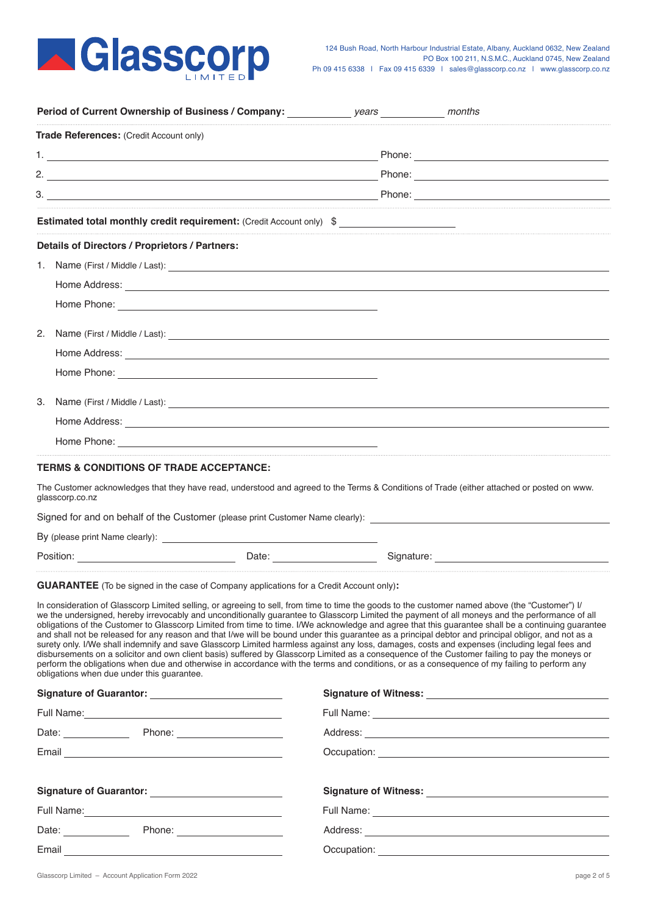**Glasscorp** LIMITED

124 Bush Road, North Harbour Industrial Estate, Albany, Auckland 0632, New Zealand
PO Box 100 211, N.S.M.C., Auckland 0745, New Zealand
Ph 09 415 6338 | Fax 09 415 6339 | sales@glasscorp.co.nz | www.glasscorp.co.nz

**Period of Current Ownership of Business / Company:** ____________ *years* ____________ *months*

**Trade References:** (Credit Account only)

1. ______________________________ Phone: ______________________
2. ______________________________ Phone: ______________________
3. ______________________________ Phone: ______________________

**Estimated total monthly credit requirement:** (Credit Account only) $ ____________________

**Details of Directors / Proprietors / Partners:**

1. Name (First / Middle / Last): ______________________________
   Home Address: ______________________________
   Home Phone: ______________________________

2. Name (First / Middle / Last): ______________________________
   Home Address: ______________________________
   Home Phone: ______________________________

3. Name (First / Middle / Last): ______________________________
   Home Address: ______________________________
   Home Phone: ______________________________

**TERMS & CONDITIONS OF TRADE ACCEPTANCE:**

The Customer acknowledges that they have read, understood and agreed to the Terms & Conditions of Trade (either attached or posted on www.glasscorp.co.nz

Signed for and on behalf of the Customer (please print Customer Name clearly): ______________________________

By (please print Name clearly): ______________________________

Position: ____________________ Date: ____________________ Signature: ____________________

**GUARANTEE** (To be signed in the case of Company applications for a Credit Account only)**:**

In consideration of Glasscorp Limited selling, or agreeing to sell, from time to time the goods to the customer named above (the "Customer") I/we the undersigned, hereby irrevocably and unconditionally guarantee to Glasscorp Limited the payment of all moneys and the performance of all obligations of the Customer to Glasscorp Limited from time to time. I/We acknowledge and agree that this guarantee shall be a continuing guarantee and shall not be released for any reason and that I/we will be bound under this guarantee as a principal debtor and principal obligor, and not as a surety only. I/We shall indemnify and save Glasscorp Limited harmless against any loss, damages, costs and expenses (including legal fees and disbursements on a solicitor and own client basis) suffered by Glasscorp Limited as a consequence of the Customer failing to pay the moneys or perform the obligations when due and otherwise in accordance with the terms and conditions, or as a consequence of my failing to perform any obligations when due under this guarantee.

**Signature of Guarantor:** ______________________
Full Name: ______________________
Date: __________ Phone: ______________
Email ______________________

**Signature of Witness:** ______________________
Full Name: ______________________
Address: ______________________
Occupation: ______________________

**Signature of Guarantor:** ______________________
Full Name: ______________________
Date: __________ Phone: ______________
Email ______________________

**Signature of Witness:** ______________________
Full Name: ______________________
Address: ______________________
Occupation: ______________________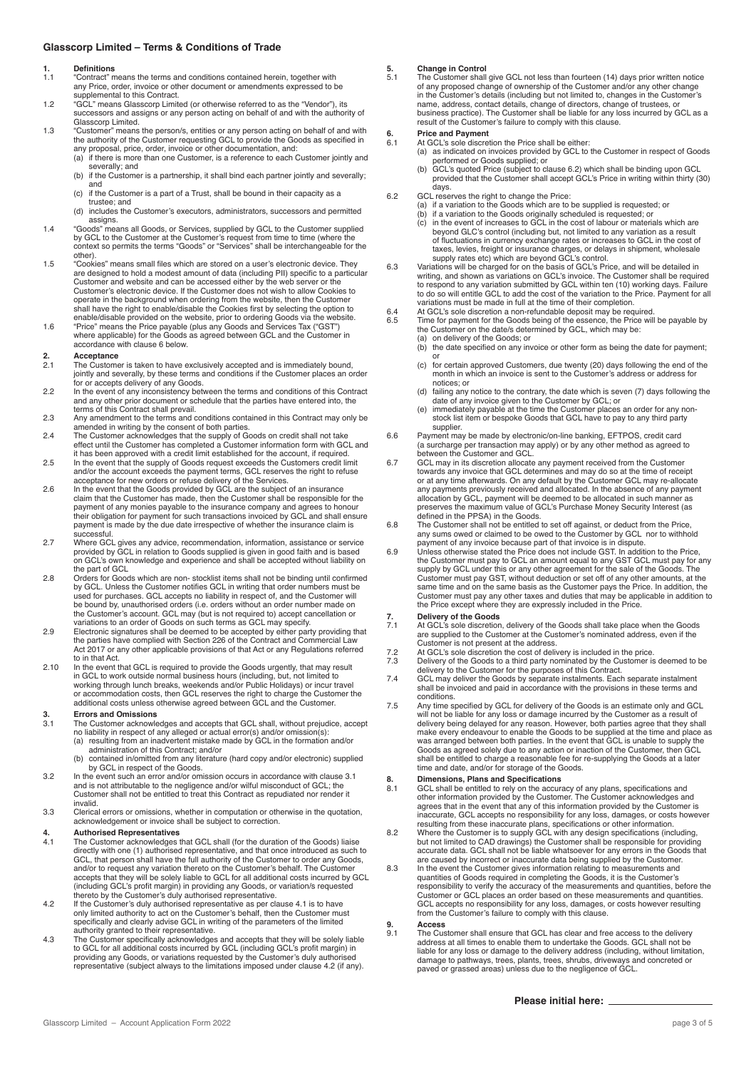## Glasscorp Limited – Terms & Conditions of Trade

### 1. Definitions

1.1 "Contract" means the terms and conditions contained herein, together with any Price, order, invoice or other document or amendments expressed to be supplemental to this Contract.

1.2 "GCL" means Glasscorp Limited (or otherwise referred to as the "Vendor"), its successors and assigns or any person acting on behalf of and with the authority of Glasscorp Limited.

1.3 "Customer" means the person/s, entities or any person acting on behalf of and with the authority of the Customer requesting GCL to provide the Goods as specified in any proposal, price, order, invoice or other documentation, and:
(a) if there is more than one Customer, is a reference to each Customer jointly and severally; and
(b) if the Customer is a partnership, it shall bind each partner jointly and severally; and
(c) if the Customer is a part of a Trust, shall be bound in their capacity as a trustee; and
(d) includes the Customer's executors, administrators, successors and permitted assigns.

1.4 "Goods" means all Goods, or Services, supplied by GCL to the Customer supplied by GCL to the Customer at the Customer's request from time to time (where the context so permits the terms "Goods" or "Services" shall be interchangeable for the other).

1.5 "Cookies" means small files which are stored on a user's electronic device. They are designed to hold a modest amount of data (including PII) specific to a particular Customer and website and can be accessed either by the web server or the Customer's electronic device. If the Customer does not wish to allow Cookies to operate in the background when ordering from the website, then the Customer shall have the right to enable/disable the Cookies first by selecting the option to enable/disable provided on the website, prior to ordering Goods via the website.

1.6 "Price" means the Price payable (plus any Goods and Services Tax ("GST") where applicable) for the Goods as agreed between GCL and the Customer in accordance with clause 6 below.

### 2. Acceptance

2.1 The Customer is taken to have exclusively accepted and is immediately bound, jointly and severally, by these terms and conditions if the Customer places an order for or accepts delivery of any Goods.

2.2 In the event of any inconsistency between the terms and conditions of this Contract and any other prior document or schedule that the parties have entered into, the terms of this Contract shall prevail.

2.3 Any amendment to the terms and conditions contained in this Contract may only be amended in writing by the consent of both parties.

2.4 The Customer acknowledges that the supply of Goods on credit shall not take effect until the Customer has completed a Customer information form with GCL and it has been approved with a credit limit established for the account, if required.

2.5 In the event that the supply of Goods request exceeds the Customers credit limit and/or the account exceeds the payment terms, GCL reserves the right to refuse acceptance for new orders or refuse delivery of the Services.

2.6 In the event that the Goods provided by GCL are the subject of an insurance claim that the Customer has made, then the Customer shall be responsible for the payment of any monies payable to the insurance company and agrees to honour their obligation for payment for such transactions invoiced by GCL and shall ensure payment is made by the due date irrespective of whether the insurance claim is successful.

2.7 Where GCL gives any advice, recommendation, information, assistance or service provided by GCL in relation to Goods supplied is given in good faith and is based on GCL's own knowledge and experience and shall be accepted without liability on the part of GCL

2.8 Orders for Goods which are non- stocklist items shall not be binding until confirmed by GCL. Unless the Customer notifies GCL in writing that order numbers must be used for purchases. GCL accepts no liability in respect of, and the Customer will be bound by, unauthorised orders (i.e. orders without an order number made on the Customer's account. GCL may (but is not required to) accept cancellation or variations to an order of Goods on such terms as GCL may specify.

2.9 Electronic signatures shall be deemed to be accepted by either party providing that the parties have complied with Section 226 of the Contract and Commercial Law Act 2017 or any other applicable provisions of that Act or any Regulations referred to in that Act.

2.10 In the event that GCL is required to provide the Goods urgently, that may result in GCL to work outside normal business hours (including, but, not limited to working through lunch breaks, weekends and/or Public Holidays) or incur travel or accommodation costs, then GCL reserves the right to charge the Customer the additional costs unless otherwise agreed between GCL and the Customer.

### 3. Errors and Omissions

3.1 The Customer acknowledges and accepts that GCL shall, without prejudice, accept no liability in respect of any alleged or actual error(s) and/or omission(s):
(a) resulting from an inadvertent mistake made by GCL in the formation and/or administration of this Contract; and/or
(b) contained in/omitted from any literature (hard copy and/or electronic) supplied by GCL in respect of the Goods.

3.2 In the event such an error and/or omission occurs in accordance with clause 3.1 and is not attributable to the negligence and/or wilful misconduct of GCL; the Customer shall not be entitled to treat this Contract as repudiated nor render it invalid.

3.3 Clerical errors or omissions, whether in computation or otherwise in the quotation, acknowledgement or invoice shall be subject to correction.

### 4. Authorised Representatives

4.1 The Customer acknowledges that GCL shall (for the duration of the Goods) liaise directly with one (1) authorised representative, and that once introduced as such to GCL, that person shall have the full authority of the Customer to order any Goods, and/or to request any variation thereto on the Customer's behalf. The Customer accepts that they will be solely liable to GCL for all additional costs incurred by GCL (including GCL's profit margin) in providing any Goods, or variation/s requested thereto by the Customer's duly authorised representative.

4.2 If the Customer's duly authorised representative as per clause 4.1 is to have only limited authority to act on the Customer's behalf, then the Customer must specifically and clearly advise GCL in writing of the parameters of the limited authority granted to their representative.

4.3 The Customer specifically acknowledges and accepts that they will be solely liable to GCL for all additional costs incurred by GCL (including GCL's profit margin) in providing any Goods, or variations requested by the Customer's duly authorised representative (subject always to the limitations imposed under clause 4.2 (if any).

### 5. Change in Control

5.1 The Customer shall give GCL not less than fourteen (14) days prior written notice of any proposed change of ownership of the Customer and/or any other change in the Customer's details (including but not limited to, changes in the Customer's name, address, contact details, change of directors, change of trustees, or business practice). The Customer shall be liable for any loss incurred by GCL as a result of the Customer's failure to comply with this clause.

### 6. Price and Payment

6.1 At GCL's sole discretion the Price shall be either:
(a) as indicated on invoices provided by GCL to the Customer in respect of Goods performed or Goods supplied; or
(b) GCL's quoted Price (subject to clause 6.2) which shall be binding upon GCL provided that the Customer shall accept GCL's Price in writing within thirty (30) days.

6.2 GCL reserves the right to change the Price:
(a) if a variation to the Goods which are to be supplied is requested; or
(b) if a variation to the Goods originally scheduled is requested; or
(c) in the event of increases to GCL in the cost of labour or materials which are beyond GLC's control (including but, not limited to any variation as a result of fluctuations in currency exchange rates or increases to GCL in the cost of taxes, levies, freight or insurance charges, or delays in shipment, wholesale supply rates etc) which are beyond GCL's control.

6.3 Variations will be charged for on the basis of GCL's Price, and will be detailed in writing, and shown as variations on GCL's invoice. The Customer shall be required to respond to any variation submitted by GCL within ten (10) working days. Failure to do so will entitle GCL to add the cost of the variation to the Price. Payment for all variations must be made in full at the time of their completion.

6.4 At GCL's sole discretion a non-refundable deposit may be required.

6.5 Time for payment for the Goods being of the essence, the Price will be payable by the Customer on the date/s determined by GCL, which may be:
(a) on delivery of the Goods; or
(b) the date specified on any invoice or other form as being the date for payment; or
(c) for certain approved Customers, due twenty (20) days following the end of the month in which an invoice is sent to the Customer's address or address for notices; or
(d) failing any notice to the contrary, the date which is seven (7) days following the date of any invoice given to the Customer by GCL; or
(e) immediately payable at the time the Customer places an order for any non-stock list item or bespoke Goods that GCL have to pay to any third party supplier.

6.6 Payment may be made by electronic/on-line banking, EFTPOS, credit card (a surcharge per transaction may apply) or by any other method as agreed to between the Customer and GCL.

6.7 GCL may in its discretion allocate any payment received from the Customer towards any invoice that GCL determines and may do so at the time of receipt or at any time afterwards. On any default by the Customer GCL may re-allocate any payments previously received and allocated. In the absence of any payment allocation by GCL, payment will be deemed to be allocated in such manner as preserves the maximum value of GCL's Purchase Money Security Interest (as defined in the PPSA) in the Goods.

6.8 The Customer shall not be entitled to set off against, or deduct from the Price, any sums owed or claimed to be owed to the Customer by GCL nor to withhold payment of any invoice because part of that invoice is in dispute.

6.9 Unless otherwise stated the Price does not include GST. In addition to the Price, the Customer must pay to GCL an amount equal to any GST GCL must pay for any supply by GCL under this or any other agreement for the sale of the Goods. The Customer must pay GST, without deduction or set off of any other amounts, at the same time and on the same basis as the Customer pays the Price. In addition, the Customer must pay any other taxes and duties that may be applicable in addition to the Price except where they are expressly included in the Price.

### 7. Delivery of the Goods

7.1 At GCL's sole discretion, delivery of the Goods shall take place when the Goods are supplied to the Customer at the Customer's nominated address, even if the Customer is not present at the address.

7.2 At GCL's sole discretion the cost of delivery is included in the price.

7.3 Delivery of the Goods to a third party nominated by the Customer is deemed to be delivery to the Customer for the purposes of this Contract.

7.4 GCL may deliver the Goods by separate instalments. Each separate instalment shall be invoiced and paid in accordance with the provisions in these terms and conditions.

7.5 Any time specified by GCL for delivery of the Goods is an estimate only and GCL will not be liable for any loss or damage incurred by the Customer as a result of delivery being delayed for any reason. However, both parties agree that they shall make every endeavour to enable the Goods to be supplied at the time and place as was arranged between both parties. In the event that GCL is unable to supply the Goods as agreed solely due to any action or inaction of the Customer, then GCL shall be entitled to charge a reasonable fee for re-supplying the Goods at a later time and date, and/or for storage of the Goods.

### 8. Dimensions, Plans and Specifications

8.1 GCL shall be entitled to rely on the accuracy of any plans, specifications and other information provided by the Customer. The Customer acknowledges and agrees that in the event that any of this information provided by the Customer is inaccurate, GCL accepts no responsibility for any loss, damages, or costs however resulting from these inaccurate plans, specifications or other information.

8.2 Where the Customer is to supply GCL with any design specifications (including, but not limited to CAD drawings) the Customer shall be responsible for providing accurate data. GCL shall not be liable whatsoever for any errors in the Goods that are caused by incorrect or inaccurate data being supplied by the Customer.

8.3 In the event the Customer gives information relating to measurements and quantities of Goods required in completing the Goods, it is the Customer's responsibility to verify the accuracy of the measurements and quantities, before the Customer or GCL places an order based on these measurements and quantities. GCL accepts no responsibility for any loss, damages, or costs however resulting from the Customer's failure to comply with this clause.

### 9. Access

9.1 The Customer shall ensure that GCL has clear and free access to the delivery address at all times to enable them to undertake the Goods. GCL shall not be liable for any loss or damage to the delivery address (including, without limitation, damage to pathways, trees, plants, trees, shrubs, driveways and concreted or paved or grassed areas) unless due to the negligence of GCL.

**Please initial here:** ____________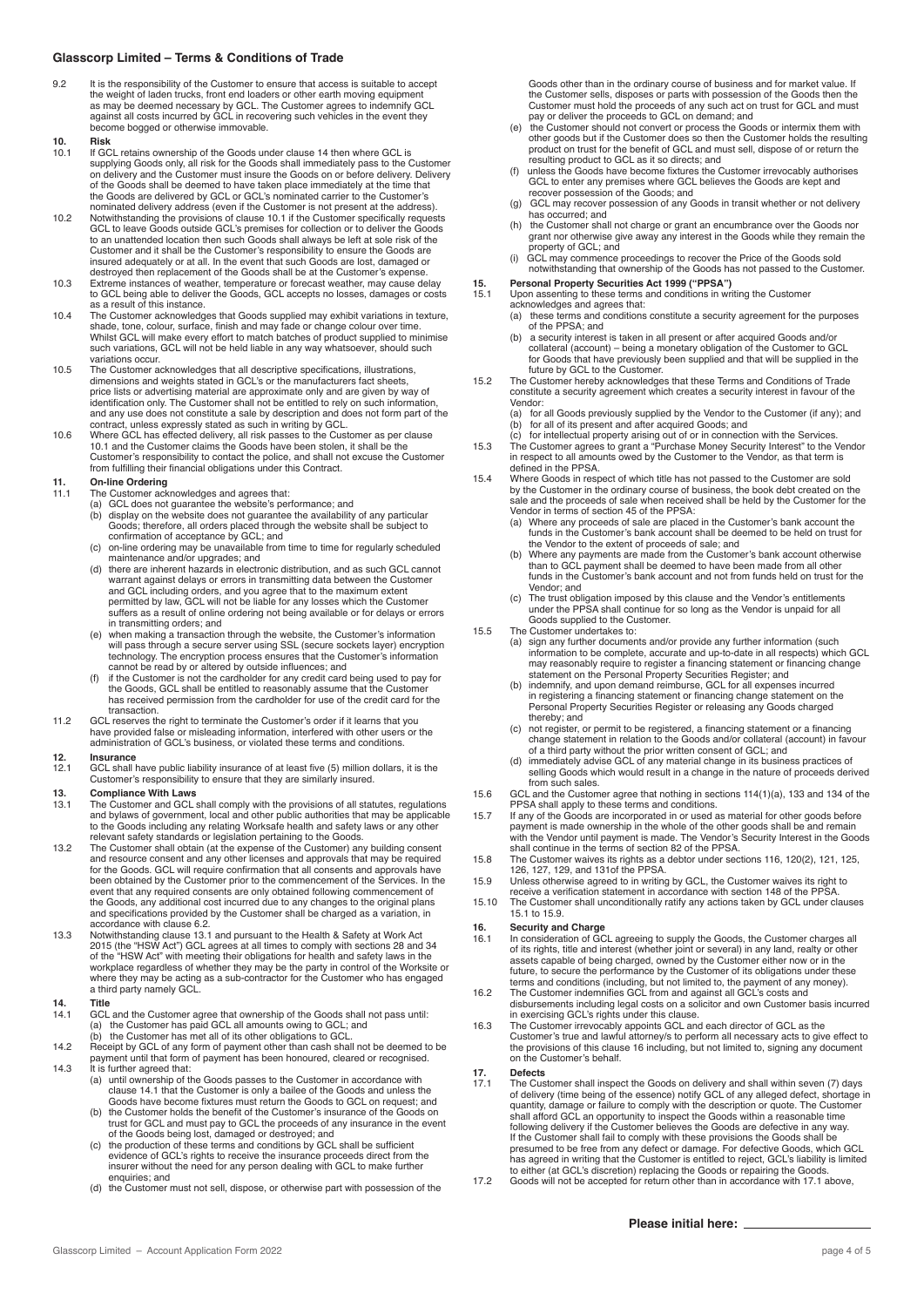## Glasscorp Limited – Terms & Conditions of Trade

9.2 It is the responsibility of the Customer to ensure that access is suitable to accept the weight of laden trucks, front end loaders or other earth moving equipment as may be deemed necessary by GCL. The Customer agrees to indemnify GCL against all costs incurred by GCL in recovering such vehicles in the event they become bogged or otherwise immovable.

**10. Risk**

10.1 If GCL retains ownership of the Goods under clause 14 then where GCL is supplying Goods only, all risk for the Goods shall immediately pass to the Customer on delivery and the Customer must insure the Goods on or before delivery. Delivery of the Goods shall be deemed to have taken place immediately at the time that the Goods are delivered by GCL or GCL's nominated carrier to the Customer's nominated delivery address (even if the Customer is not present at the address).

10.2 Notwithstanding the provisions of clause 10.1 if the Customer specifically requests GCL to leave Goods outside GCL's premises for collection or to deliver the Goods to an unattended location then such Goods shall always be left at sole risk of the Customer and it shall be the Customer's responsibility to ensure the Goods are insured adequately or at all. In the event that such Goods are lost, damaged or destroyed then replacement of the Goods shall be at the Customer's expense.

10.3 Extreme instances of weather, temperature or forecast weather, may cause delay to GCL being able to deliver the Goods, GCL accepts no losses, damages or costs as a result of this instance.

10.4 The Customer acknowledges that Goods supplied may exhibit variations in texture, shade, tone, colour, surface, finish and may fade or change colour over time. Whilst GCL will make every effort to match batches of product supplied to minimise such variations, GCL will not be held liable in any way whatsoever, should such variations occur.

10.5 The Customer acknowledges that all descriptive specifications, illustrations, dimensions and weights stated in GCL's or the manufacturers fact sheets, price lists or advertising material are approximate only and are given by way of identification only. The Customer shall not be entitled to rely on such information, and any use does not constitute a sale by description and does not form part of the contract, unless expressly stated as such in writing by GCL.

10.6 Where GCL has effected delivery, all risk passes to the Customer as per clause 10.1 and the Customer claims the Goods have been stolen, it shall be the Customer's responsibility to contact the police, and shall not excuse the Customer from fulfilling their financial obligations under this Contract.

**11. On-line Ordering**

11.1 The Customer acknowledges and agrees that:
(a) GCL does not guarantee the website's performance; and
(b) display on the website does not guarantee the availability of any particular Goods; therefore, all orders placed through the website shall be subject to confirmation of acceptance by GCL; and
(c) on-line ordering may be unavailable from time to time for regularly scheduled maintenance and/or upgrades; and
(d) there are inherent hazards in electronic distribution, and as such GCL cannot warrant against delays or errors in transmitting data between the Customer and GCL including orders, and you agree that to the maximum extent permitted by law, GCL will not be liable for any losses which the Customer suffers as a result of online ordering not being available or for delays or errors in transmitting orders; and
(e) when making a transaction through the website, the Customer's information will pass through a secure server using SSL (secure sockets layer) encryption technology. The encryption process ensures that the Customer's information cannot be read by or altered by outside influences; and
(f) if the Customer is not the cardholder for any credit card being used to pay for the Goods, GCL shall be entitled to reasonably assume that the Customer has received permission from the cardholder for use of the credit card for the transaction.

11.2 GCL reserves the right to terminate the Customer's order if it learns that you have provided false or misleading information, interfered with other users or the administration of GCL's business, or violated these terms and conditions.

**12. Insurance**

12.1 GCL shall have public liability insurance of at least five (5) million dollars, it is the Customer's responsibility to ensure that they are similarly insured.

**13. Compliance With Laws**

13.1 The Customer and GCL shall comply with the provisions of all statutes, regulations and bylaws of government, local and other public authorities that may be applicable to the Goods including any relating Worksafe health and safety laws or any other relevant safety standards or legislation pertaining to the Goods.

13.2 The Customer shall obtain (at the expense of the Customer) any building consent and resource consent and any other licenses and approvals that may be required for the Goods. GCL will require confirmation that all consents and approvals have been obtained by the Customer prior to the commencement of the Services. In the event that any required consents are only obtained following commencement of the Goods, any additional cost incurred due to any changes to the original plans and specifications provided by the Customer shall be charged as a variation, in accordance with clause 6.2.

13.3 Notwithstanding clause 13.1 and pursuant to the Health & Safety at Work Act 2015 (the "HSW Act") GCL agrees at all times to comply with sections 28 and 34 of the "HSW Act" with meeting their obligations for health and safety laws in the workplace regardless of whether they may be the party in control of the Worksite or where they may be acting as a sub-contractor for the Customer who has engaged a third party namely GCL.

**14. Title**

14.1 GCL and the Customer agree that ownership of the Goods shall not pass until:
(a) the Customer has paid GCL all amounts owing to GCL; and
(b) the Customer has met all of its other obligations to GCL.

14.2 Receipt by GCL of any form of payment other than cash shall not be deemed to be payment until that form of payment has been honoured, cleared or recognised.

14.3 It is further agreed that:
(a) until ownership of the Goods passes to the Customer in accordance with clause 14.1 that the Customer is only a bailee of the Goods and unless the Goods have become fixtures must return the Goods to GCL on request; and
(b) the Customer holds the benefit of the Customer's insurance of the Goods on trust for GCL and must pay to GCL the proceeds of any insurance in the event of the Goods being lost, damaged or destroyed; and
(c) the production of these terms and conditions by GCL shall be sufficient evidence of GCL's rights to receive the insurance proceeds direct from the insurer without the need for any person dealing with GCL to make further enquiries; and
(d) the Customer must not sell, dispose, or otherwise part with possession of the Goods other than in the ordinary course of business and for market value. If the Customer sells, disposes or parts with possession of the Goods then the Customer must hold the proceeds of any such act on trust for GCL and must pay or deliver the proceeds to GCL on demand; and
(e) the Customer should not convert or process the Goods or intermix them with other goods but if the Customer does so then the Customer holds the resulting product on trust for the benefit of GCL and must sell, dispose of or return the resulting product to GCL as it so directs; and
(f) unless the Goods have become fixtures the Customer irrevocably authorises GCL to enter any premises where GCL believes the Goods are kept and recover possession of the Goods; and
(g) GCL may recover possession of any Goods in transit whether or not delivery has occurred; and
(h) the Customer shall not charge or grant an encumbrance over the Goods nor grant nor otherwise give away any interest in the Goods while they remain the property of GCL; and
(i) GCL may commence proceedings to recover the Price of the Goods sold notwithstanding that ownership of the Goods has not passed to the Customer.

**15. Personal Property Securities Act 1999 ("PPSA")**

15.1 Upon assenting to these terms and conditions in writing the Customer acknowledges and agrees that:
(a) these terms and conditions constitute a security agreement for the purposes of the PPSA; and
(b) a security interest is taken in all present or after acquired Goods and/or collateral (account) – being a monetary obligation of the Customer to GCL for Goods that have previously been supplied and that will be supplied in the future by GCL to the Customer.

15.2 The Customer hereby acknowledges that these Terms and Conditions of Trade constitute a security agreement which creates a security interest in favour of the Vendor:
(a) for all Goods previously supplied by the Vendor to the Customer (if any); and
(b) for all of its present and after acquired Goods; and
(c) for intellectual property arising out of or in connection with the Services.

15.3 The Customer agrees to grant a "Purchase Money Security Interest" to the Vendor in respect to all amounts owed by the Customer to the Vendor, as that term is defined in the PPSA.

15.4 Where Goods in respect of which title has not passed to the Customer are sold by the Customer in the ordinary course of business, the book debt created on the sale and the proceeds of sale when received shall be held by the Customer for the Vendor in terms of section 45 of the PPSA:
(a) Where any proceeds of sale are placed in the Customer's bank account the funds in the Customer's bank account shall be deemed to be held on trust for the Vendor to the extent of proceeds of sale; and
(b) Where any payments are made from the Customer's bank account otherwise than to GCL payment shall be deemed to have been made from all other funds in the Customer's bank account and not from funds held on trust for the Vendor; and
(c) The trust obligation imposed by this clause and the Vendor's entitlements under the PPSA shall continue for so long as the Vendor is unpaid for all Goods supplied to the Customer.

15.5 The Customer undertakes to:
(a) sign any further documents and/or provide any further information (such information to be complete, accurate and up-to-date in all respects) which GCL may reasonably require to register a financing statement or financing change statement on the Personal Property Securities Register; and
(b) indemnify, and upon demand reimburse, GCL for all expenses incurred in registering a financing statement or financing change statement on the Personal Property Securities Register or releasing any Goods charged thereby; and
(c) not register, or permit to be registered, a financing statement or a financing change statement in relation to the Goods and/or collateral (account) in favour of a third party without the prior written consent of GCL; and
(d) immediately advise GCL of any material change in its business practices of selling Goods which would result in a change in the nature of proceeds derived from such sales.

15.6 GCL and the Customer agree that nothing in sections 114(1)(a), 133 and 134 of the PPSA shall apply to these terms and conditions.

15.7 If any of the Goods are incorporated in or used as material for other goods before payment is made ownership in the whole of the other goods shall be and remain with the Vendor until payment is made. The Vendor's Security Interest in the Goods shall continue in the terms of section 82 of the PPSA.

15.8 The Customer waives its rights as a debtor under sections 116, 120(2), 121, 125, 126, 127, 129, and 131of the PPSA.

15.9 Unless otherwise agreed to in writing by GCL, the Customer waives its right to receive a verification statement in accordance with section 148 of the PPSA.

15.10 The Customer shall unconditionally ratify any actions taken by GCL under clauses 15.1 to 15.9.

**16. Security and Charge**

16.1 In consideration of GCL agreeing to supply the Goods, the Customer charges all of its rights, title and interest (whether joint or several) in any land, realty or other assets capable of being charged, owned by the Customer either now or in the future, to secure the performance by the Customer of its obligations under these terms and conditions (including, but not limited to, the payment of any money).

16.2 The Customer indemnifies GCL from and against all GCL's costs and disbursements including legal costs on a solicitor and own Customer basis incurred in exercising GCL's rights under this clause.

16.3 The Customer irrevocably appoints GCL and each director of GCL as the Customer's true and lawful attorney/s to perform all necessary acts to give effect to the provisions of this clause 16 including, but not limited to, signing any document on the Customer's behalf.

**17. Defects**

17.1 The Customer shall inspect the Goods on delivery and shall within seven (7) days of delivery (time being of the essence) notify GCL of any alleged defect, shortage in quantity, damage or failure to comply with the description or quote. The Customer shall afford GCL an opportunity to inspect the Goods within a reasonable time following delivery if the Customer believes the Goods are defective in any way. If the Customer shall fail to comply with these provisions the Goods shall be presumed to be free from any defect or damage. For defective Goods, which GCL has agreed in writing that the Customer is entitled to reject, GCL's liability is limited to either (at GCL's discretion) replacing the Goods or repairing the Goods.

17.2 Goods will not be accepted for return other than in accordance with 17.1 above,

**Please initial here:** ____________________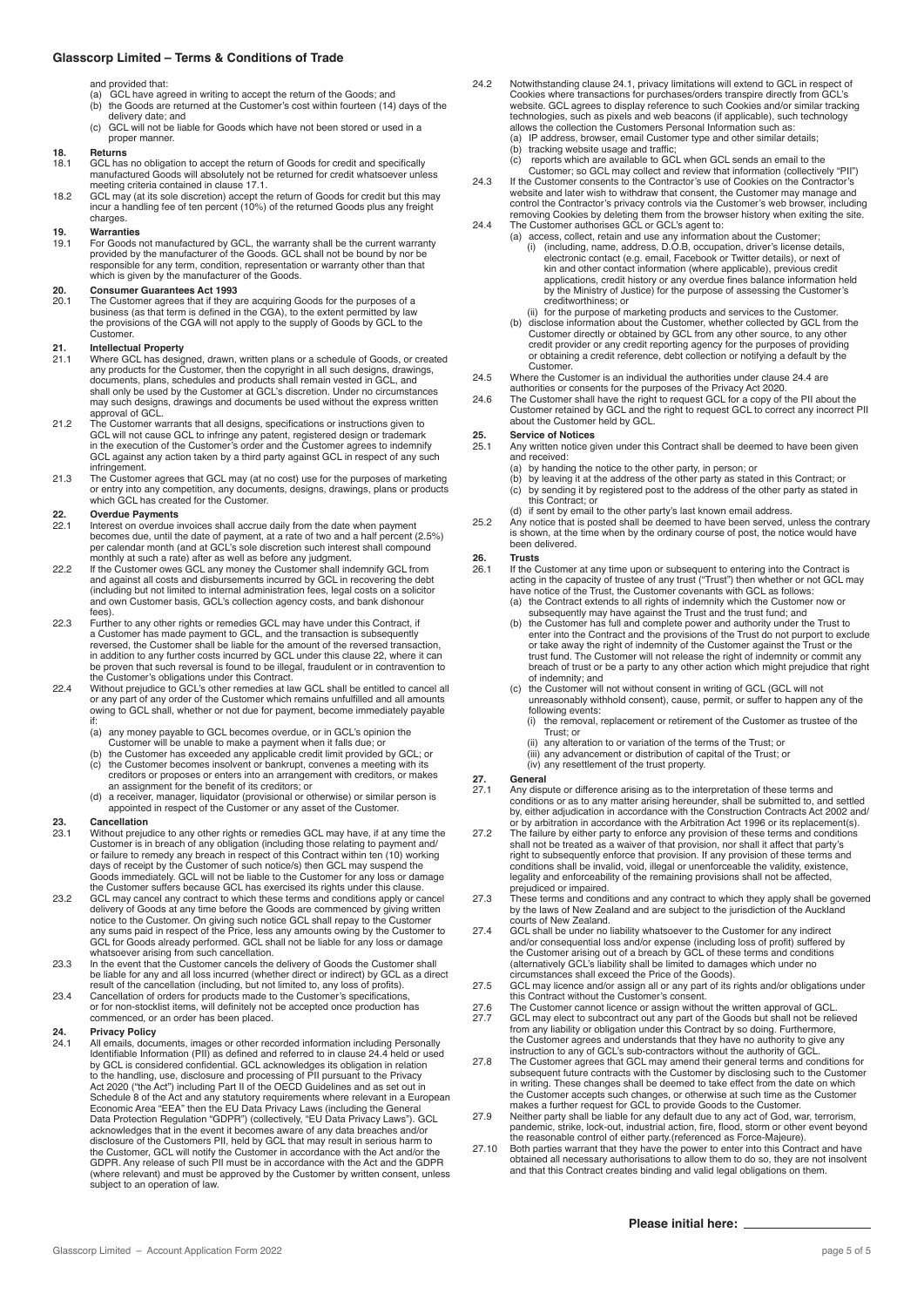and provided that:

(a) GCL have agreed in writing to accept the return of the Goods; and
(b) the Goods are returned at the Customer's cost within fourteen (14) days of the delivery date; and
(c) GCL will not be liable for Goods which have not been stored or used in a proper manner.

**18. Returns**

18.1 GCL has no obligation to accept the return of Goods for credit and specifically manufactured Goods will absolutely not be returned for credit whatsoever unless meeting criteria contained in clause 17.1.

18.2 GCL may (at its sole discretion) accept the return of Goods for credit but this may incur a handling fee of ten percent (10%) of the returned Goods plus any freight charges.

**19. Warranties**

19.1 For Goods not manufactured by GCL, the warranty shall be the current warranty provided by the manufacturer of the Goods. GCL shall not be bound by nor be responsible for any term, condition, representation or warranty other than that which is given by the manufacturer of the Goods.

**20. Consumer Guarantees Act 1993**

20.1 The Customer agrees that if they are acquiring Goods for the purposes of a business (as that term is defined in the CGA), to the extent permitted by law the provisions of the CGA will not apply to the supply of Goods by GCL to the Customer.

**21. Intellectual Property**

21.1 Where GCL has designed, drawn, written plans or a schedule of Goods, or created any products for the Customer, then the copyright in all such designs, drawings, documents, plans, schedules and products shall remain vested in GCL, and shall only be used by the Customer at GCL's discretion. Under no circumstances may such designs, drawings and documents be used without the express written approval of GCL.

21.2 The Customer warrants that all designs, specifications or instructions given to GCL will not cause GCL to infringe any patent, registered design or trademark in the execution of the Customer's order and the Customer agrees to indemnify GCL against any action taken by a third party against GCL in respect of any such infringement.

21.3 The Customer agrees that GCL may (at no cost) use for the purposes of marketing or entry into any competition, any documents, designs, drawings, plans or products which GCL has created for the Customer.

**22. Overdue Payments**

22.1 Interest on overdue invoices shall accrue daily from the date when payment becomes due, until the date of payment, at a rate of two and a half percent (2.5%) per calendar month (and at GCL's sole discretion such interest shall compound monthly at such a rate) after as well as before any judgment.

22.2 If the Customer owes GCL any money the Customer shall indemnify GCL from and against all costs and disbursements incurred by GCL in recovering the debt (including but not limited to internal administration fees, legal costs on a solicitor and own Customer basis, GCL's collection agency costs, and bank dishonour fees).

22.3 Further to any other rights or remedies GCL may have under this Contract, if a Customer has made payment to GCL, and the transaction is subsequently reversed, the Customer shall be liable for the amount of the reversed transaction, in addition to any further costs incurred by GCL under this clause 22, where it can be proven that such reversal is found to be illegal, fraudulent or in contravention to the Customer's obligations under this Contract.

22.4 Without prejudice to GCL's other remedies at law GCL shall be entitled to cancel all or any part of any order of the Customer which remains unfulfilled and all amounts owing to GCL shall, whether or not due for payment, become immediately payable if:

(a) any money payable to GCL becomes overdue, or in GCL's opinion the Customer will be unable to make a payment when it falls due; or
(b) the Customer has exceeded any applicable credit limit provided by GCL; or
(c) the Customer becomes insolvent or bankrupt, convenes a meeting with its creditors or proposes or enters into an arrangement with creditors, or makes an assignment for the benefit of its creditors; or
(d) a receiver, manager, liquidator (provisional or otherwise) or similar person is appointed in respect of the Customer or any asset of the Customer.

**23. Cancellation**

23.1 Without prejudice to any other rights or remedies GCL may have, if at any time the Customer is in breach of any obligation (including those relating to payment and/or failure to remedy any breach in respect of this Contract within ten (10) working days of receipt by the Customer of such notice/s) then GCL may suspend the Goods immediately. GCL will not be liable to the Customer for any loss or damage the Customer suffers because GCL has exercised its rights under this clause.

23.2 GCL may cancel any contract to which these terms and conditions apply or cancel delivery of Goods at any time before the Goods are commenced by giving written notice to the Customer. On giving such notice GCL shall repay to the Customer any sums paid in respect of the Price, less any amounts owing by the Customer to GCL for Goods already performed. GCL shall not be liable for any loss or damage whatsoever arising from such cancellation.

23.3 In the event that the Customer cancels the delivery of Goods the Customer shall be liable for any and all loss incurred (whether direct or indirect) by GCL as a direct result of the cancellation (including, but not limited to, any loss of profits).

23.4 Cancellation of orders for products made to the Customer's specifications, or for non-stocklist items, will definitely not be accepted once production has commenced, or an order has been placed.

**24. Privacy Policy**

24.1 All emails, documents, images or other recorded information including Personally Identifiable Information (PII) as defined and referred to in clause 24.4 held or used by GCL is considered confidential. GCL acknowledges its obligation in relation to the handling, use, disclosure and processing of PII pursuant to the Privacy Act 2020 ("the Act") including Part II of the OECD Guidelines and as set out in Schedule 8 of the Act and any statutory requirements where relevant in a European Economic Area "EEA" then the EU Data Privacy Laws (including the General Data Protection Regulation "GDPR") (collectively, "EU Data Privacy Laws"). GCL acknowledges that in the event it becomes aware of any data breaches and/or disclosure of the Customers PII, held by GCL that may result in serious harm to the Customer, GCL will notify the Customer in accordance with the Act and/or the GDPR. Any release of such PII must be in accordance with the Act and the GDPR (where relevant) and must be approved by the Customer by written consent, unless subject to an operation of law.

24.2 Notwithstanding clause 24.1, privacy limitations will extend to GCL in respect of Cookies where transactions for purchases/orders transpire directly from GCL's website. GCL agrees to display reference to such Cookies and/or similar tracking technologies, such as pixels and web beacons (if applicable), such technology allows the collection the Customers Personal Information such as:

(a) IP address, browser, email Customer type and other similar details;
(b) tracking website usage and traffic;
(c) reports which are available to GCL when GCL sends an email to the Customer; so GCL may collect and review that information (collectively "PII")

24.3 If the Customer consents to the Contractor's use of Cookies on the Contractor's website and later wish to withdraw that consent, the Customer may manage and control the Contractor's privacy controls via the Customer's web browser, including removing Cookies by deleting them from the browser history when exiting the site.

24.4 The Customer authorises GCL or GCL's agent to:

(a) access, collect, retain and use any information about the Customer;
   (i) (including, name, address, D.O.B, occupation, driver's license details, electronic contact (e.g. email, Facebook or Twitter details), or next of kin and other contact information (where applicable), previous credit applications, credit history or any overdue fines balance information held by the Ministry of Justice) for the purpose of assessing the Customer's creditworthiness; or
   (ii) for the purpose of marketing products and services to the Customer.
(b) disclose information about the Customer, whether collected by GCL from the Customer directly or obtained by GCL from any other source, to any other credit provider or any credit reporting agency for the purposes of providing or obtaining a credit reference, debt collection or notifying a default by the Customer.

24.5 Where the Customer is an individual the authorities under clause 24.4 are authorities or consents for the purposes of the Privacy Act 2020.

24.6 The Customer shall have the right to request GCL for a copy of the PII about the Customer retained by GCL and the right to request GCL to correct any incorrect PII about the Customer held by GCL.

**25. Service of Notices**

25.1 Any written notice given under this Contract shall be deemed to have been given and received:

(a) by handing the notice to the other party, in person; or
(b) by leaving it at the address of the other party as stated in this Contract; or
(c) by sending it by registered post to the address of the other party as stated in this Contract; or
(d) if sent by email to the other party's last known email address.

25.2 Any notice that is posted shall be deemed to have been served, unless the contrary is shown, at the time when by the ordinary course of post, the notice would have been delivered.

**26. Trusts**

26.1 If the Customer at any time upon or subsequent to entering into the Contract is acting in the capacity of trustee of any trust ("Trust") then whether or not GCL may have notice of the Trust, the Customer covenants with GCL as follows:

(a) the Contract extends to all rights of indemnity which the Customer now or subsequently may have against the Trust and the trust fund; and
(b) the Customer has full and complete power and authority under the Trust to enter into the Contract and the provisions of the Trust do not purport to exclude or take away the right of indemnity of the Customer against the Trust or the trust fund. The Customer will not release the right of indemnity or commit any breach of trust or be a party to any other action which might prejudice that right of indemnity; and
(c) the Customer will not without consent in writing of GCL (GCL will not unreasonably withhold consent), cause, permit, or suffer to happen any of the following events:
   (i) the removal, replacement or retirement of the Customer as trustee of the Trust; or
   (ii) any alteration to or variation of the terms of the Trust; or
   (iii) any advancement or distribution of capital of the Trust; or
   (iv) any resettlement of the trust property.

**27. General**

27.1 Any dispute or difference arising as to the interpretation of these terms and conditions or as to any matter arising hereunder, shall be submitted to, and settled by, either adjudication in accordance with the Construction Contracts Act 2002 and/or by arbitration in accordance with the Arbitration Act 1996 or its replacement(s).

27.2 The failure by either party to enforce any provision of these terms and conditions shall not be treated as a waiver of that provision, nor shall it affect that party's right to subsequently enforce that provision. If any provision of these terms and conditions shall be invalid, void, illegal or unenforceable the validity, existence, legality and enforceability of the remaining provisions shall not be affected, prejudiced or impaired.

27.3 These terms and conditions and any contract to which they apply shall be governed by the laws of New Zealand and are subject to the jurisdiction of the Auckland courts of New Zealand.

27.4 GCL shall be under no liability whatsoever to the Customer for any indirect and/or consequential loss and/or expense (including loss of profit) suffered by the Customer arising out of a breach by GCL of these terms and conditions (alternatively GCL's liability shall be limited to damages which under no circumstances shall exceed the Price of the Goods).

27.5 GCL may licence and/or assign all or any part of its rights and/or obligations under this Contract without the Customer's consent.

27.6 The Customer cannot licence or assign without the written approval of GCL.

27.7 GCL may elect to subcontract out any part of the Goods but shall not be relieved from any liability or obligation under this Contract by so doing. Furthermore, the Customer agrees and understands that they have no authority to give any instruction to any of GCL's sub-contractors without the authority of GCL.

27.8 The Customer agrees that GCL may amend their general terms and conditions for subsequent future contracts with the Customer by disclosing such to the Customer in writing. These changes shall be deemed to take effect from the date on which the Customer accepts such changes, or otherwise at such time as the Customer makes a further request for GCL to provide Goods to the Customer.

27.9 Neither party shall be liable for any default due to any act of God, war, terrorism, pandemic, strike, lock-out, industrial action, fire, flood, storm or other event beyond the reasonable control of either party.(referenced as Force-Majeure).

27.10 Both parties warrant that they have the power to enter into this Contract and have obtained all necessary authorisations to allow them to do so, they are not insolvent and that this Contract creates binding and valid legal obligations on them.

**Please initial here:** ____________